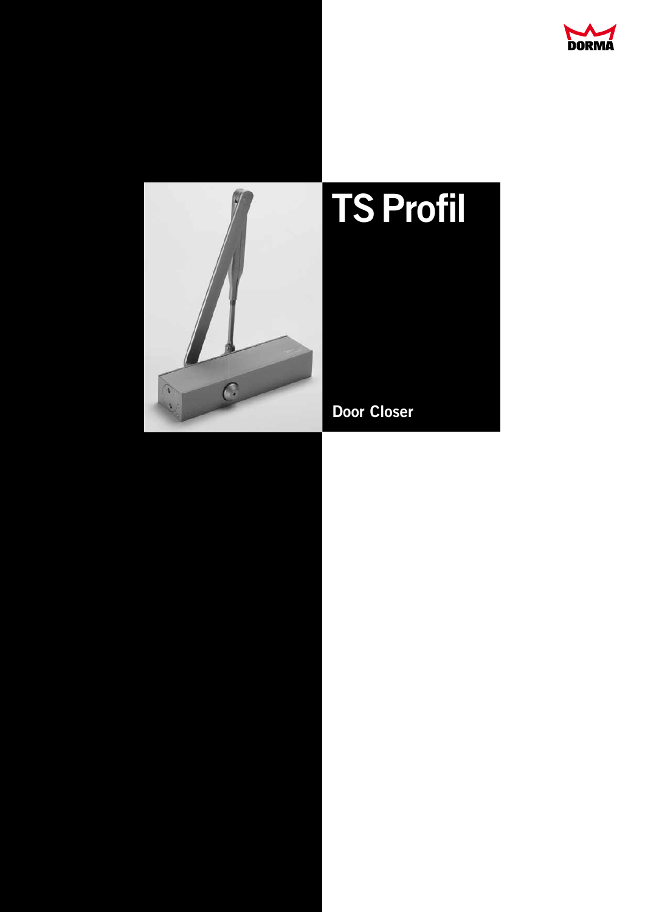DORMA

# TS Profil

Door Closer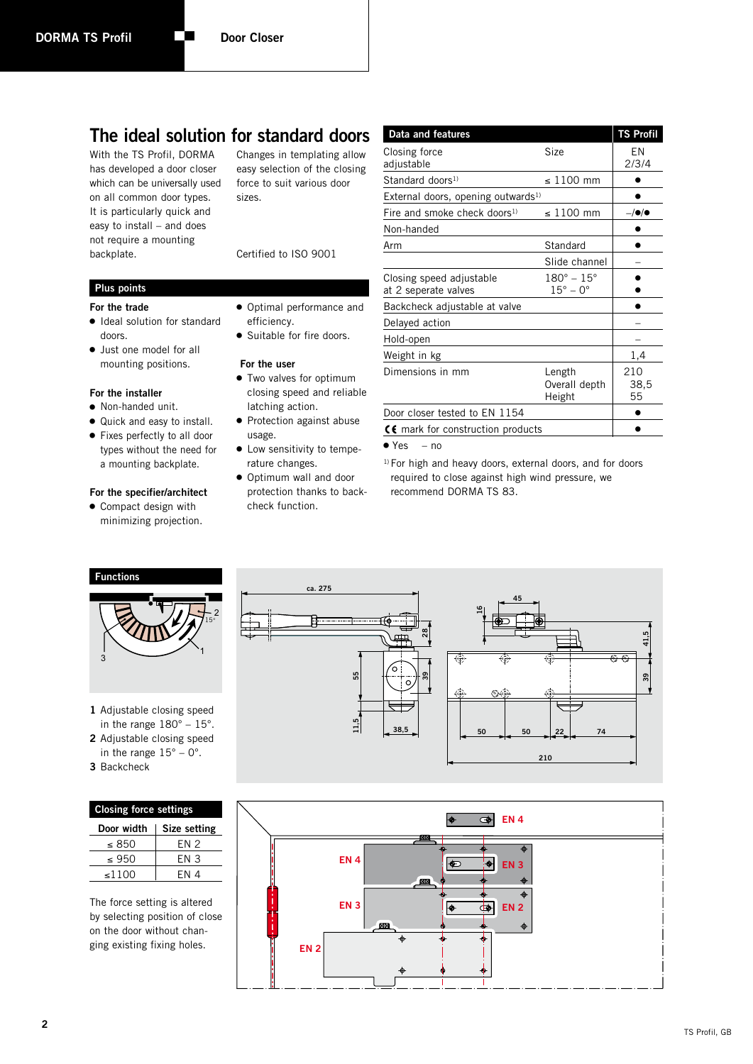# The ideal solution for standard doors

With the TS Profil, DORMA has developed a door closer which can be universally used on all common door types. It is particularly quick and easy to install – and does not require a mounting backplate.

Changes in templating allow easy selection of the closing force to suit various door sizes.

Certified to ISO 9001

## Plus points

**For the trade**
- Ideal solution for standard doors.
- Just one model for all mounting positions.

**For the installer**
- Non-handed unit.
- Quick and easy to install.
- Fixes perfectly to all door types without the need for a mounting backplate.

**For the specifier/architect**
- Compact design with minimizing projection.
- Optimal performance and efficiency.
- Suitable for fire doors.

**For the user**
- Two valves for optimum closing speed and reliable latching action.
- Protection against abuse usage.
- Low sensitivity to temperature changes.
- Optimum wall and door protection thanks to backcheck function.

| Data and features | | TS Profil |
|---|---|---|
| Closing force adjustable | Size | EN 2/3/4 |
| Standard doors[1] | ≤ 1100 mm | ● |
| External doors, opening outwards[1] | | ● |
| Fire and smoke check doors[1] | ≤ 1100 mm | –/●/● |
| Non-handed | | ● |
| Arm | Standard | ● |
| | Slide channel | – |
| Closing speed adjustable at 2 seperate valves | 180° – 15° | ● |
| | 15° – 0° | ● |
| Backcheck adjustable at valve | | ● |
| Delayed action | | – |
| Hold-open | | – |
| Weight in kg | | 1,4 |
| Dimensions in mm | Length | 210 |
| | Overall depth | 38,5 |
| | Height | 55 |
| Door closer tested to EN 1154 | | ● |
| CE mark for construction products | | ● |

● Yes – no

[1] For high and heavy doors, external doors, and for doors required to close against high wind pressure, we recommend DORMA TS 83.

## Functions

2
15°
3
1

1 Adjustable closing speed in the range 180° – 15°.
2 Adjustable closing speed in the range 15° – 0°.
3 Backcheck

ca. 275
45
16
28
55
39
11,5
38,5
41,5
39
50
50
22
74
210

## Closing force settings

| Door width | Size setting |
|---|---|
| ≤ 850 | EN 2 |
| ≤ 950 | EN 3 |
| ≤1100 | EN 4 |

The force setting is altered by selecting position of close on the door without changing existing fixing holes.

EN 4
EN 4
EN 3
EN 3
EN 2
EN 2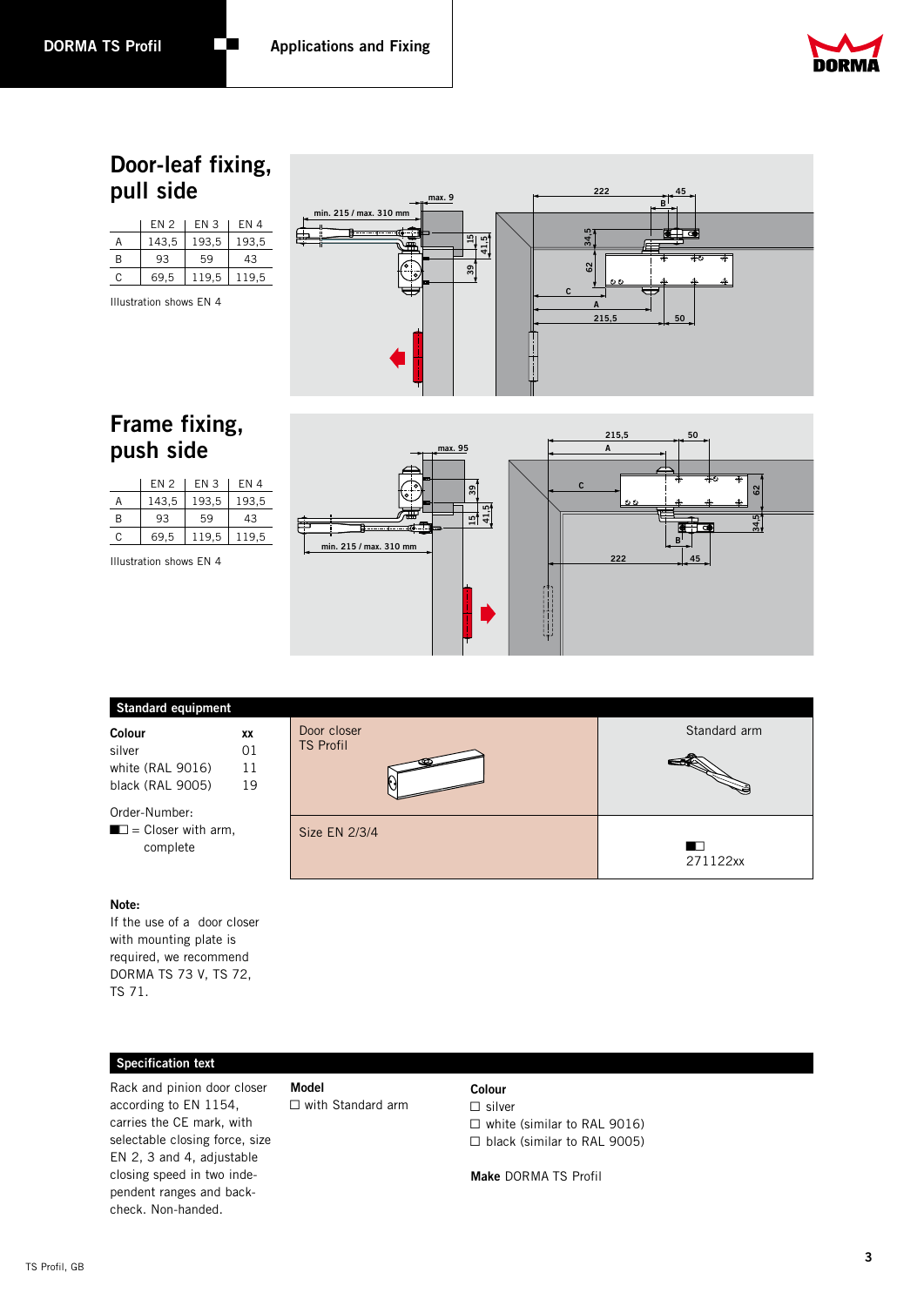## Door-leaf fixing, pull side

| | EN 2 | EN 3 | EN 4 |
|---|---|---|---|
| A | 143,5 | 193,5 | 193,5 |
| B | 93 | 59 | 43 |
| C | 69,5 | 119,5 | 119,5 |

Illustration shows EN 4

min. 215 / max. 310 mm
max. 9
15
41,5
39
222
45
B
34,5
62
C
A
215,5
50

## Frame fixing, push side

| | EN 2 | EN 3 | EN 4 |
|---|---|---|---|
| A | 143,5 | 193,5 | 193,5 |
| B | 93 | 59 | 43 |
| C | 69,5 | 119,5 | 119,5 |

Illustration shows EN 4

max. 95
39
15
41,5
min. 215 / max. 310 mm
215,5
50
A
C
62
34,5
B
222
45

### Standard equipment

| Colour | xx |
|---|---|
| silver | 01 |
| white (RAL 9016) | 11 |
| black (RAL 9005) | 19 |

Order-Number:
■□ = Closer with arm, complete

| | Standard arm |
|---|---|
| Door closer TS Profil | |
| Size EN 2/3/4 | ■□ 271122xx |

**Note:**
If the use of a door closer with mounting plate is required, we recommend DORMA TS 73 V, TS 72, TS 71.

### Specification text

Rack and pinion door closer according to EN 1154, carries the CE mark, with selectable closing force, size EN 2, 3 and 4, adjustable closing speed in two independent ranges and back-check. Non-handed.

**Model**
☐ with Standard arm

**Colour**
☐ silver
☐ white (similar to RAL 9016)
☐ black (similar to RAL 9005)

**Make** DORMA TS Profil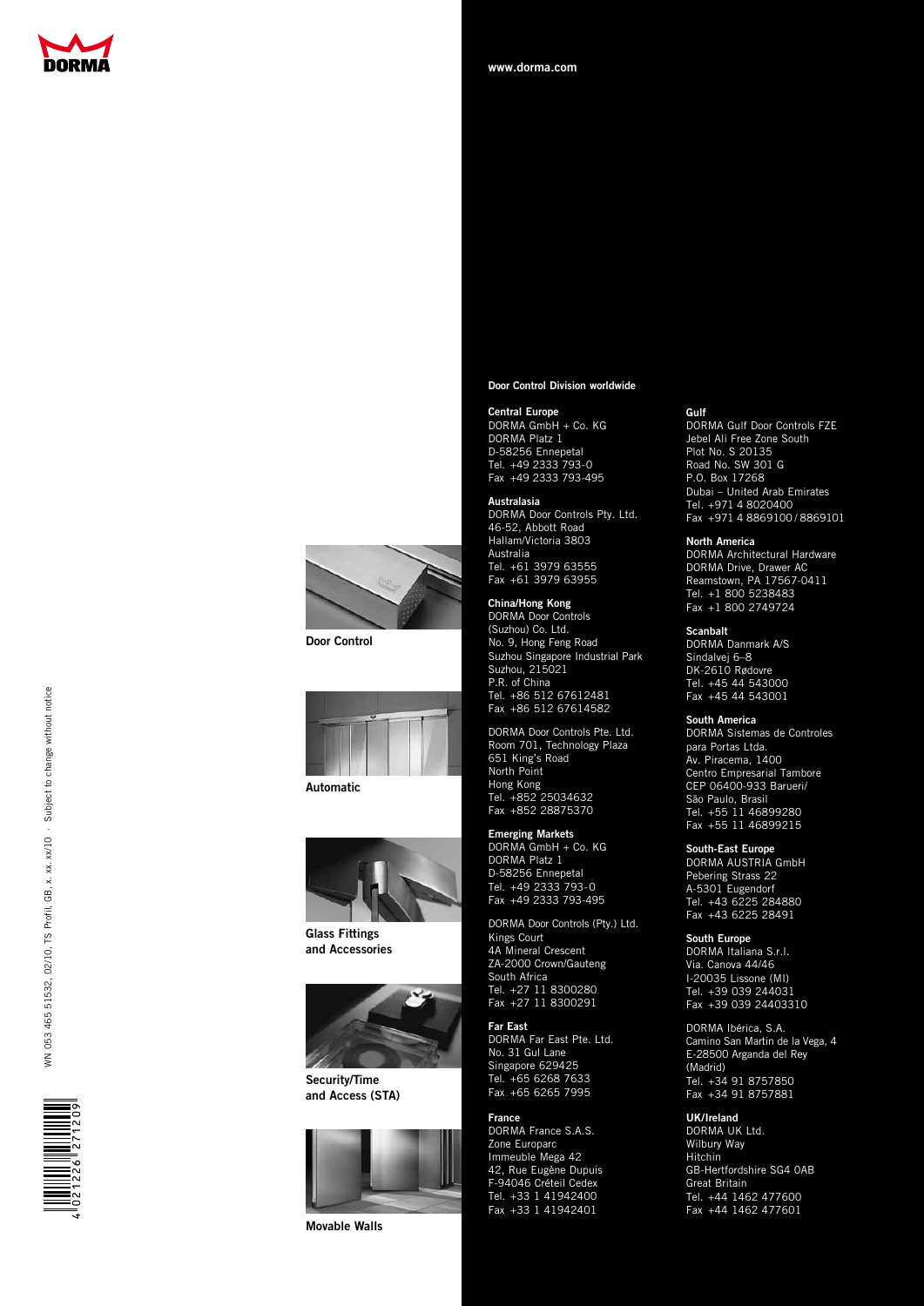DORMA

www.dorma.com

Door Control

Automatic

Glass Fittings and Accessories

Security/Time and Access (STA)

Movable Walls

WN 053 465 51532, 02/10, TS Profil, GB, x, xx, xx/10 · Subject to change without notice

## Door Control Division worldwide

**Central Europe**
DORMA GmbH + Co. KG
DORMA Platz 1
D-58256 Ennepetal
Tel. +49 2333 793-0
Fax +49 2333 793-495

**Australasia**
DORMA Door Controls Pty. Ltd.
46-52, Abbott Road
Hallam/Victoria 3803
Australia
Tel. +61 3979 63555
Fax +61 3979 63955

**China/Hong Kong**
DORMA Door Controls
(Suzhou) Co. Ltd.
No. 9, Hong Feng Road
Suzhou Singapore Industrial Park
Suzhou, 215021
P.R. of China
Tel. +86 512 67612481
Fax +86 512 67614582

DORMA Door Controls Pte. Ltd.
Room 701, Technology Plaza
651 King's Road
North Point
Hong Kong
Tel. +852 25034632
Fax +852 28875370

**Emerging Markets**
DORMA GmbH + Co. KG
DORMA Platz 1
D-58256 Ennepetal
Tel. +49 2333 793-0
Fax +49 2333 793-495

DORMA Door Controls (Pty.) Ltd.
Kings Court
4A Mineral Crescent
ZA-2000 Crown/Gauteng
South Africa
Tel. +27 11 8300280
Fax +27 11 8300291

**Far East**
DORMA Far East Pte. Ltd.
No. 31 Gul Lane
Singapore 629425
Tel. +65 6268 7633
Fax +65 6265 7995

**France**
DORMA France S.A.S.
Zone Europarc
Immeuble Mega 42
42, Rue Eugène Dupuis
F-94046 Créteil Cedex
Tel. +33 1 41942400
Fax +33 1 41942401

**Gulf**
DORMA Gulf Door Controls FZE
Jebel Ali Free Zone South
Plot No. S 20135
Road No. SW 301 G
P.O. Box 17268
Dubai – United Arab Emirates
Tel. +971 4 8020400
Fax +971 4 8869100 / 8869101

**North America**
DORMA Architectural Hardware
DORMA Drive, Drawer AC
Reamstown, PA 17567-0411
Tel. +1 800 5238483
Fax +1 800 2749724

**Scanbalt**
DORMA Danmark A/S
Sindalvej 6–8
DK-2610 Rødovre
Tel. +45 44 543000
Fax +45 44 543001

**South America**
DORMA Sistemas de Controles
para Portas Ltda.
Av. Piracema, 1400
Centro Empresarial Tambore
CEP 06400-933 Barueri/
São Paulo, Brasil
Tel. +55 11 46899280
Fax +55 11 46899215

**South-East Europe**
DORMA AUSTRIA GmbH
Pebering Strass 22
A-5301 Eugendorf
Tel. +43 6225 284880
Fax +43 6225 28491

**South Europe**
DORMA Italiana S.r.l.
Via. Canova 44/46
I-20035 Lissone (MI)
Tel. +39 039 244031
Fax +39 039 24403310

DORMA Ibérica, S.A.
Camino San Martin de la Vega, 4
E-28500 Arganda del Rey
(Madrid)
Tel. +34 91 8757850
Fax +34 91 8757881

**UK/Ireland**
DORMA UK Ltd.
Wilbury Way
Hitchin
GB-Hertfordshire SG4 0AB
Great Britain
Tel. +44 1462 477600
Fax +44 1462 477601